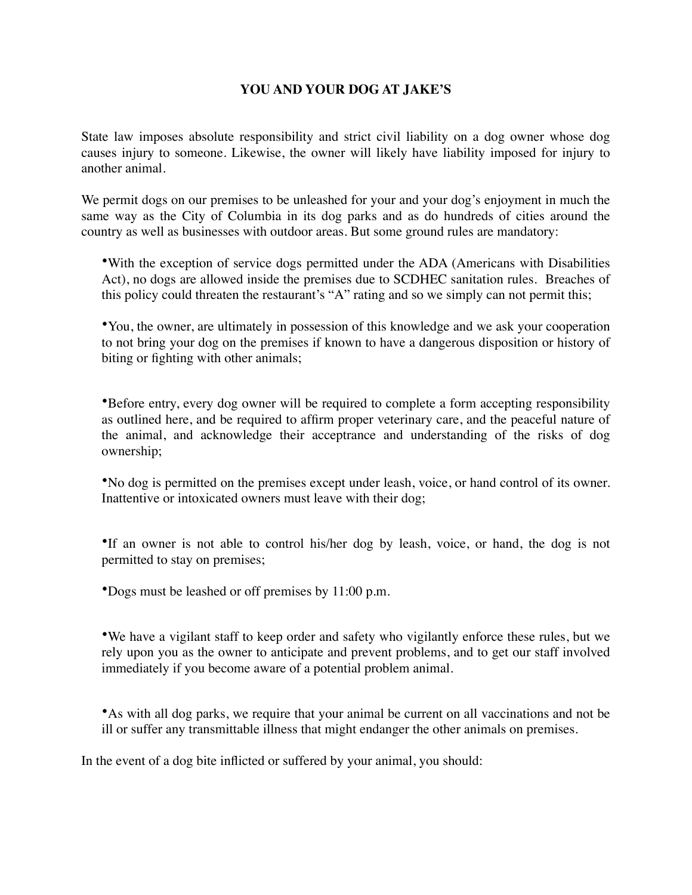# YOU AND YOUR DOG AT JAKE'S

State law imposes absolute responsibility and strict civil liability on a dog owner whose dog causes injury to someone. Likewise, the owner will likely have liability imposed for injury to another animal.

We permit dogs on our premises to be unleashed for your and your dog's enjoyment in much the same way as the City of Columbia in its dog parks and as do hundreds of cities around the country as well as businesses with outdoor areas. But some ground rules are mandatory:

- With the exception of service dogs permitted under the ADA (Americans with Disabilities Act), no dogs are allowed inside the premises due to SCDHEC sanitation rules. Breaches of this policy could threaten the restaurant's "A" rating and so we simply can not permit this;

- You, the owner, are ultimately in possession of this knowledge and we ask your cooperation to not bring your dog on the premises if known to have a dangerous disposition or history of biting or fighting with other animals;

- Before entry, every dog owner will be required to complete a form accepting responsibility as outlined here, and be required to affirm proper veterinary care, and the peaceful nature of the animal, and acknowledge their acceptrance and understanding of the risks of dog ownership;

- No dog is permitted on the premises except under leash, voice, or hand control of its owner. Inattentive or intoxicated owners must leave with their dog;

- If an owner is not able to control his/her dog by leash, voice, or hand, the dog is not permitted to stay on premises;

- Dogs must be leashed or off premises by 11:00 p.m.

- We have a vigilant staff to keep order and safety who vigilantly enforce these rules, but we rely upon you as the owner to anticipate and prevent problems, and to get our staff involved immediately if you become aware of a potential problem animal.

- As with all dog parks, we require that your animal be current on all vaccinations and not be ill or suffer any transmittable illness that might endanger the other animals on premises.

In the event of a dog bite inflicted or suffered by your animal, you should: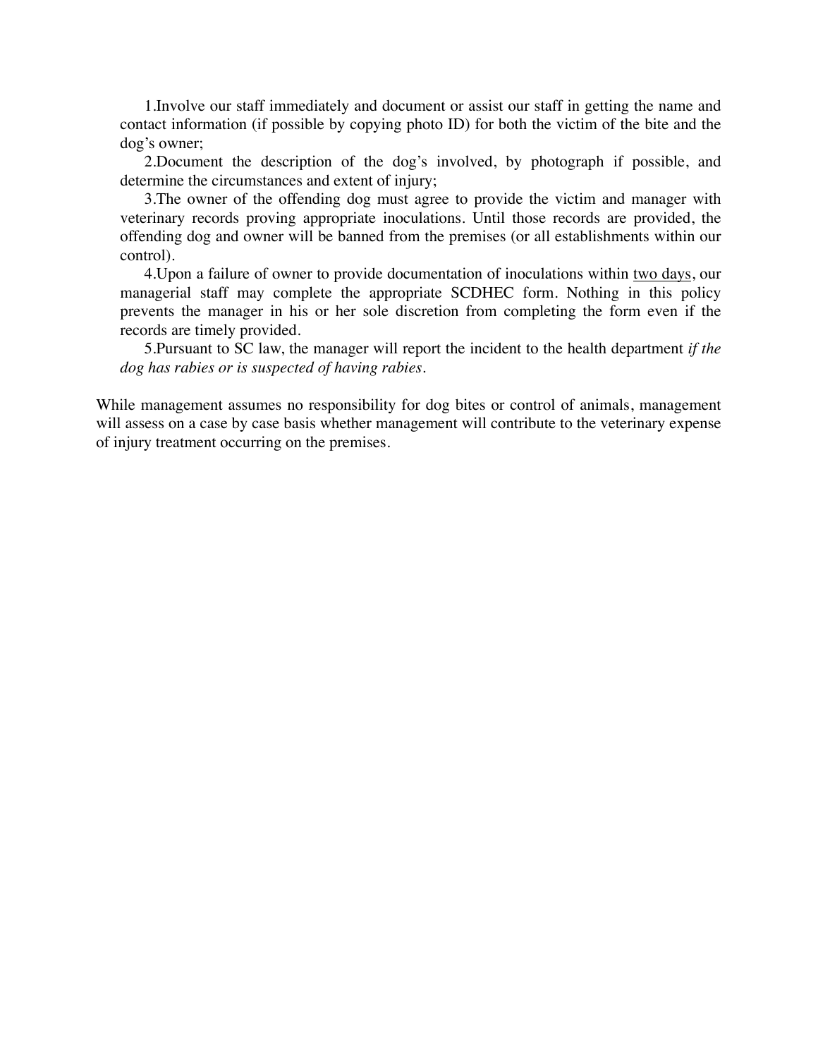1. Involve our staff immediately and document or assist our staff in getting the name and contact information (if possible by copying photo ID) for both the victim of the bite and the dog's owner;
2. Document the description of the dog's involved, by photograph if possible, and determine the circumstances and extent of injury;
3. The owner of the offending dog must agree to provide the victim and manager with veterinary records proving appropriate inoculations. Until those records are provided, the offending dog and owner will be banned from the premises (or all establishments within our control).
4. Upon a failure of owner to provide documentation of inoculations within <u>two days</u>, our managerial staff may complete the appropriate SCDHEC form. Nothing in this policy prevents the manager in his or her sole discretion from completing the form even if the records are timely provided.
5. Pursuant to SC law, the manager will report the incident to the health department *if the dog has rabies or is suspected of having rabies*.

While management assumes no responsibility for dog bites or control of animals, management will assess on a case by case basis whether management will contribute to the veterinary expense of injury treatment occurring on the premises.